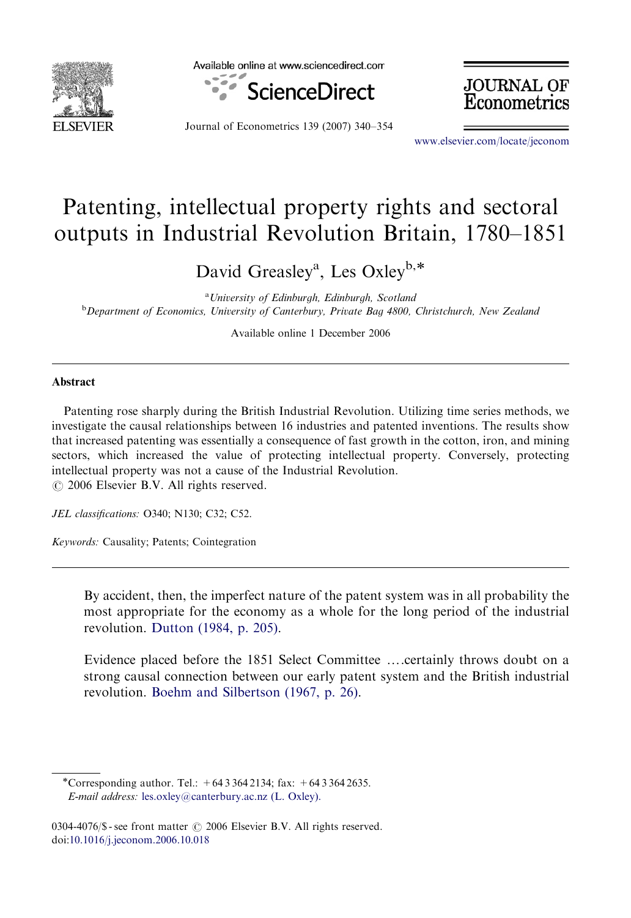# Patenting, intellectual property rights and sectoral outputs in Industrial Revolution Britain, 1780–1851

David Greasley[a], Les Oxley[b,*]

[a]University of Edinburgh, Edinburgh, Scotland

[b]Department of Economics, University of Canterbury, Private Bag 4800, Christchurch, New Zealand

Available online 1 December 2006

## Abstract

Patenting rose sharply during the British Industrial Revolution. Utilizing time series methods, we investigate the causal relationships between 16 industries and patented inventions. The results show that increased patenting was essentially a consequence of fast growth in the cotton, iron, and mining sectors, which increased the value of protecting intellectual property. Conversely, protecting intellectual property was not a cause of the Industrial Revolution.

© 2006 Elsevier B.V. All rights reserved.

*JEL classifications:* O340; N130; C32; C52.

*Keywords:* Causality; Patents; Cointegration

> By accident, then, the imperfect nature of the patent system was in all probability the most appropriate for the economy as a whole for the long period of the industrial revolution. Dutton (1984, p. 205).

> Evidence placed before the 1851 Select Committee ….certainly throws doubt on a strong causal connection between our early patent system and the British industrial revolution. Boehm and Silbertson (1967, p. 26).

---

*Corresponding author. Tel.: +64 3 364 2134; fax: +64 3 364 2635.
*E-mail address:* les.oxley@canterbury.ac.nz (L. Oxley).

0304-4076/$ - see front matter © 2006 Elsevier B.V. All rights reserved.
doi:10.1016/j.jeconom.2006.10.018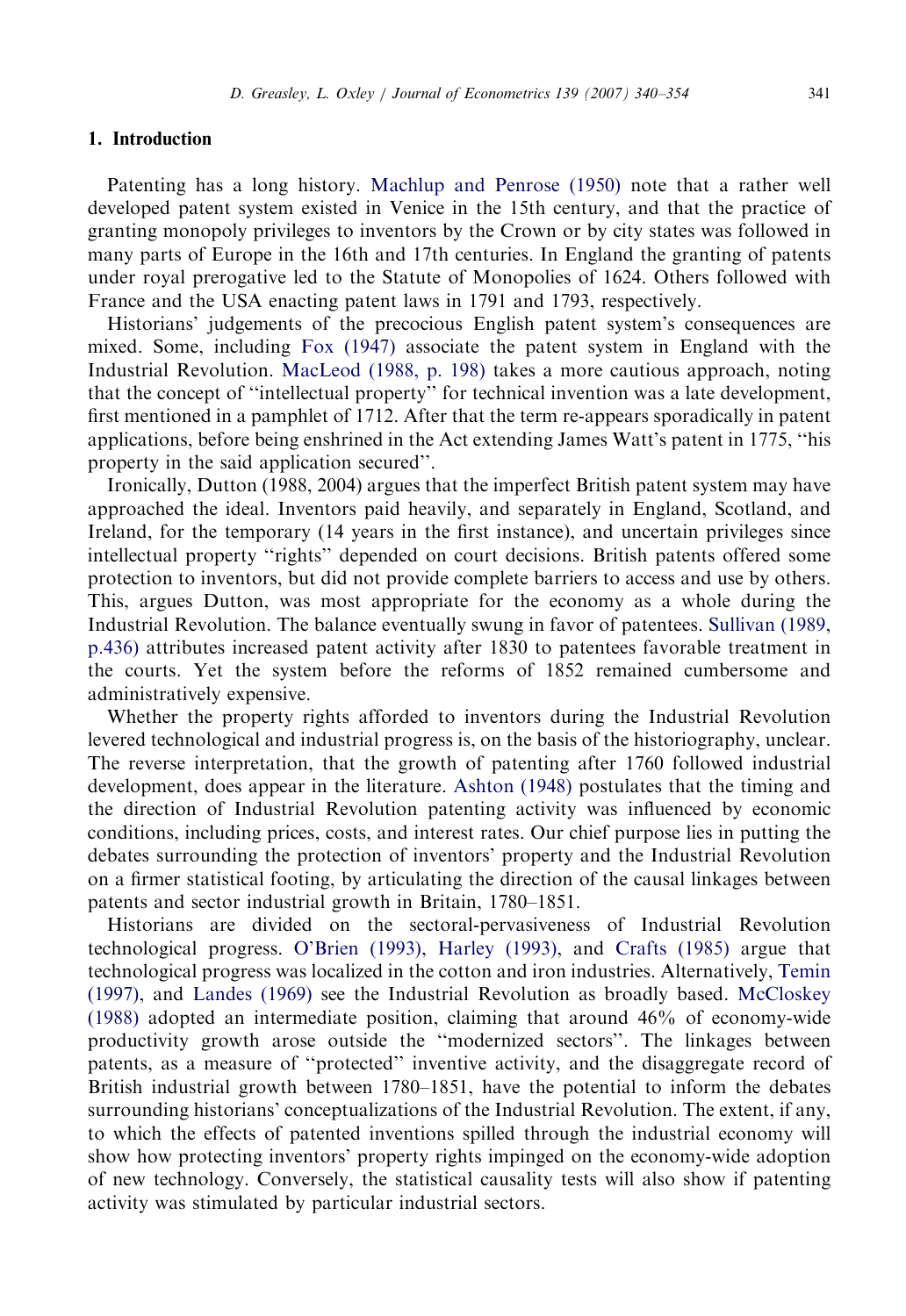## 1. Introduction

Patenting has a long history. Machlup and Penrose (1950) note that a rather well developed patent system existed in Venice in the 15th century, and that the practice of granting monopoly privileges to inventors by the Crown or by city states was followed in many parts of Europe in the 16th and 17th centuries. In England the granting of patents under royal prerogative led to the Statute of Monopolies of 1624. Others followed with France and the USA enacting patent laws in 1791 and 1793, respectively.

Historians' judgements of the precocious English patent system's consequences are mixed. Some, including Fox (1947) associate the patent system in England with the Industrial Revolution. MacLeod (1988, p. 198) takes a more cautious approach, noting that the concept of "intellectual property" for technical invention was a late development, first mentioned in a pamphlet of 1712. After that the term re-appears sporadically in patent applications, before being enshrined in the Act extending James Watt's patent in 1775, "his property in the said application secured".

Ironically, Dutton (1988, 2004) argues that the imperfect British patent system may have approached the ideal. Inventors paid heavily, and separately in England, Scotland, and Ireland, for the temporary (14 years in the first instance), and uncertain privileges since intellectual property "rights" depended on court decisions. British patents offered some protection to inventors, but did not provide complete barriers to access and use by others. This, argues Dutton, was most appropriate for the economy as a whole during the Industrial Revolution. The balance eventually swung in favor of patentees. Sullivan (1989, p.436) attributes increased patent activity after 1830 to patentees favorable treatment in the courts. Yet the system before the reforms of 1852 remained cumbersome and administratively expensive.

Whether the property rights afforded to inventors during the Industrial Revolution levered technological and industrial progress is, on the basis of the historiography, unclear. The reverse interpretation, that the growth of patenting after 1760 followed industrial development, does appear in the literature. Ashton (1948) postulates that the timing and the direction of Industrial Revolution patenting activity was influenced by economic conditions, including prices, costs, and interest rates. Our chief purpose lies in putting the debates surrounding the protection of inventors' property and the Industrial Revolution on a firmer statistical footing, by articulating the direction of the causal linkages between patents and sector industrial growth in Britain, 1780–1851.

Historians are divided on the sectoral-pervasiveness of Industrial Revolution technological progress. O'Brien (1993), Harley (1993), and Crafts (1985) argue that technological progress was localized in the cotton and iron industries. Alternatively, Temin (1997), and Landes (1969) see the Industrial Revolution as broadly based. McCloskey (1988) adopted an intermediate position, claiming that around 46% of economy-wide productivity growth arose outside the "modernized sectors". The linkages between patents, as a measure of "protected" inventive activity, and the disaggregate record of British industrial growth between 1780–1851, have the potential to inform the debates surrounding historians' conceptualizations of the Industrial Revolution. The extent, if any, to which the effects of patented inventions spilled through the industrial economy will show how protecting inventors' property rights impinged on the economy-wide adoption of new technology. Conversely, the statistical causality tests will also show if patenting activity was stimulated by particular industrial sectors.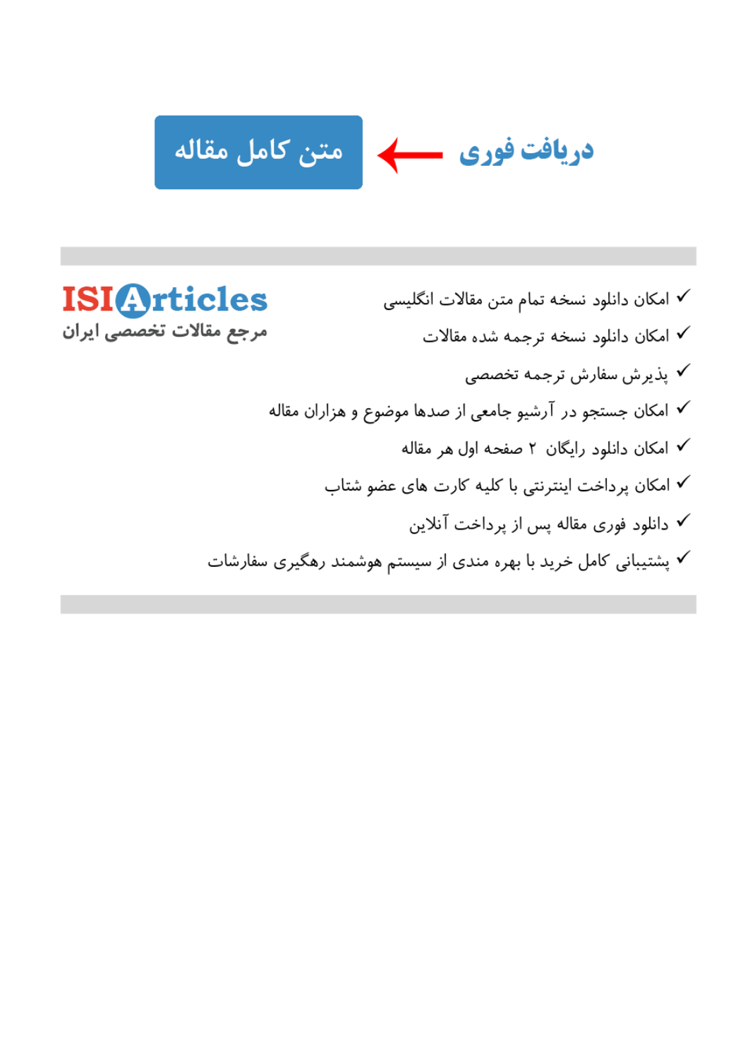دریافت فوری ← **متن کامل مقاله**

**ISIArticles**

مرجع مقالات تخصصی ایران

- ✓ امکان دانلود نسخه تمام متن مقالات انگلیسی
- ✓ امکان دانلود نسخه ترجمه شده مقالات
- ✓ پذیرش سفارش ترجمه تخصصی
- ✓ امکان جستجو در آرشیو جامعی از صدها موضوع و هزاران مقاله
- ✓ امکان دانلود رایگان ۲ صفحه اول هر مقاله
- ✓ امکان پرداخت اینترنتی با کلیه کارت های عضو شتاب
- ✓ دانلود فوری مقاله پس از پرداخت آنلاین
- ✓ پشتیبانی کامل خرید با بهره مندی از سیستم هوشمند رهگیری سفارشات